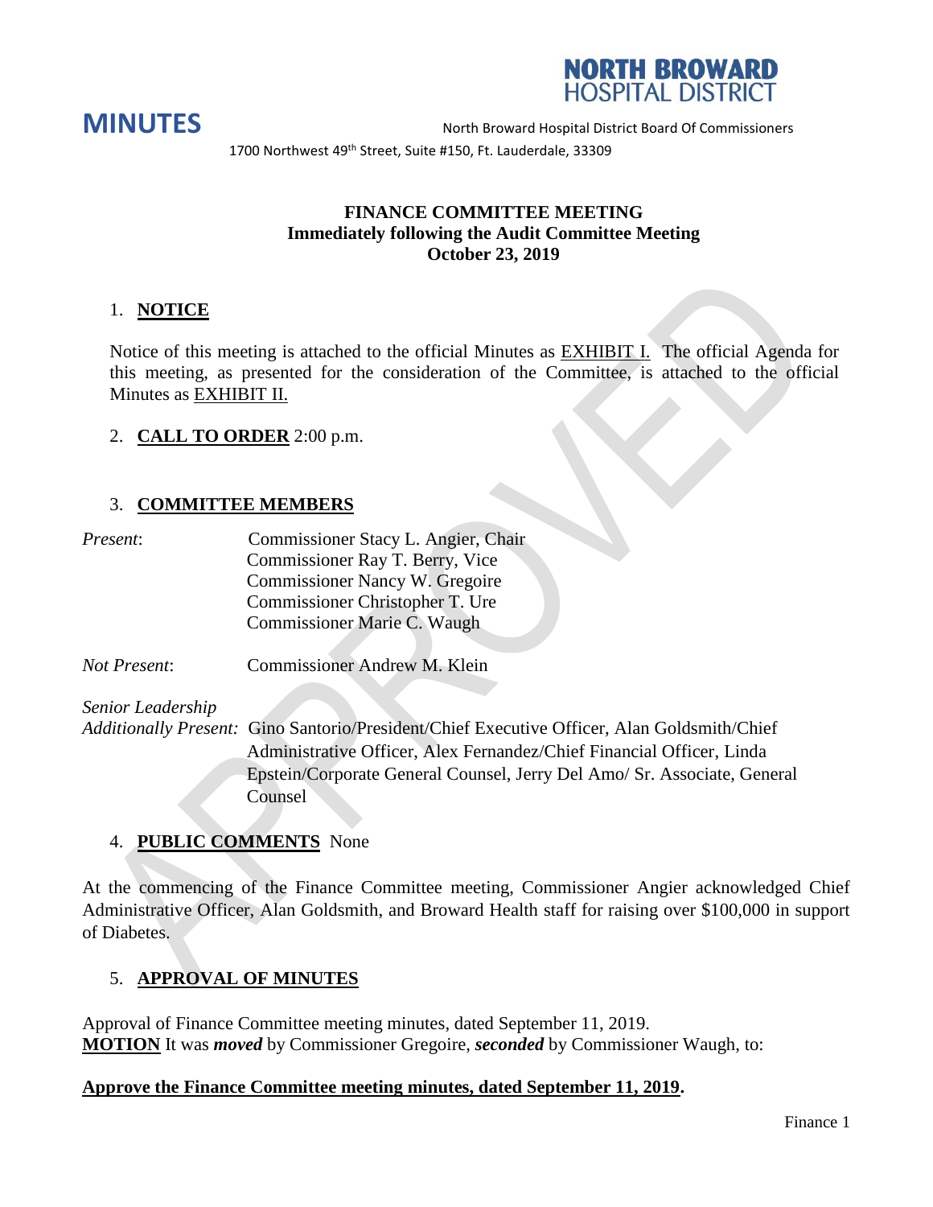NORTH BROWARD HOSPITAL DISTRICT

# MINUTES

North Broward Hospital District Board Of Commissioners

1700 Northwest 49th Street, Suite #150, Ft. Lauderdale, 33309

**FINANCE COMMITTEE MEETING**
**Immediately following the Audit Committee Meeting**
**October 23, 2019**

1. **NOTICE**

Notice of this meeting is attached to the official Minutes as EXHIBIT I. The official Agenda for this meeting, as presented for the consideration of the Committee, is attached to the official Minutes as EXHIBIT II.

2. **CALL TO ORDER** 2:00 p.m.

3. **COMMITTEE MEMBERS**

*Present*: Commissioner Stacy L. Angier, Chair
Commissioner Ray T. Berry, Vice
Commissioner Nancy W. Gregoire
Commissioner Christopher T. Ure
Commissioner Marie C. Waugh

*Not Present*: Commissioner Andrew M. Klein

*Senior Leadership Additionally Present:* Gino Santorio/President/Chief Executive Officer, Alan Goldsmith/Chief Administrative Officer, Alex Fernandez/Chief Financial Officer, Linda Epstein/Corporate General Counsel, Jerry Del Amo/ Sr. Associate, General Counsel

4. **PUBLIC COMMENTS** None

At the commencing of the Finance Committee meeting, Commissioner Angier acknowledged Chief Administrative Officer, Alan Goldsmith, and Broward Health staff for raising over $100,000 in support of Diabetes.

5. **APPROVAL OF MINUTES**

Approval of Finance Committee meeting minutes, dated September 11, 2019.
**MOTION** It was ***moved*** by Commissioner Gregoire, ***seconded*** by Commissioner Waugh, to:

**Approve the Finance Committee meeting minutes, dated September 11, 2019.**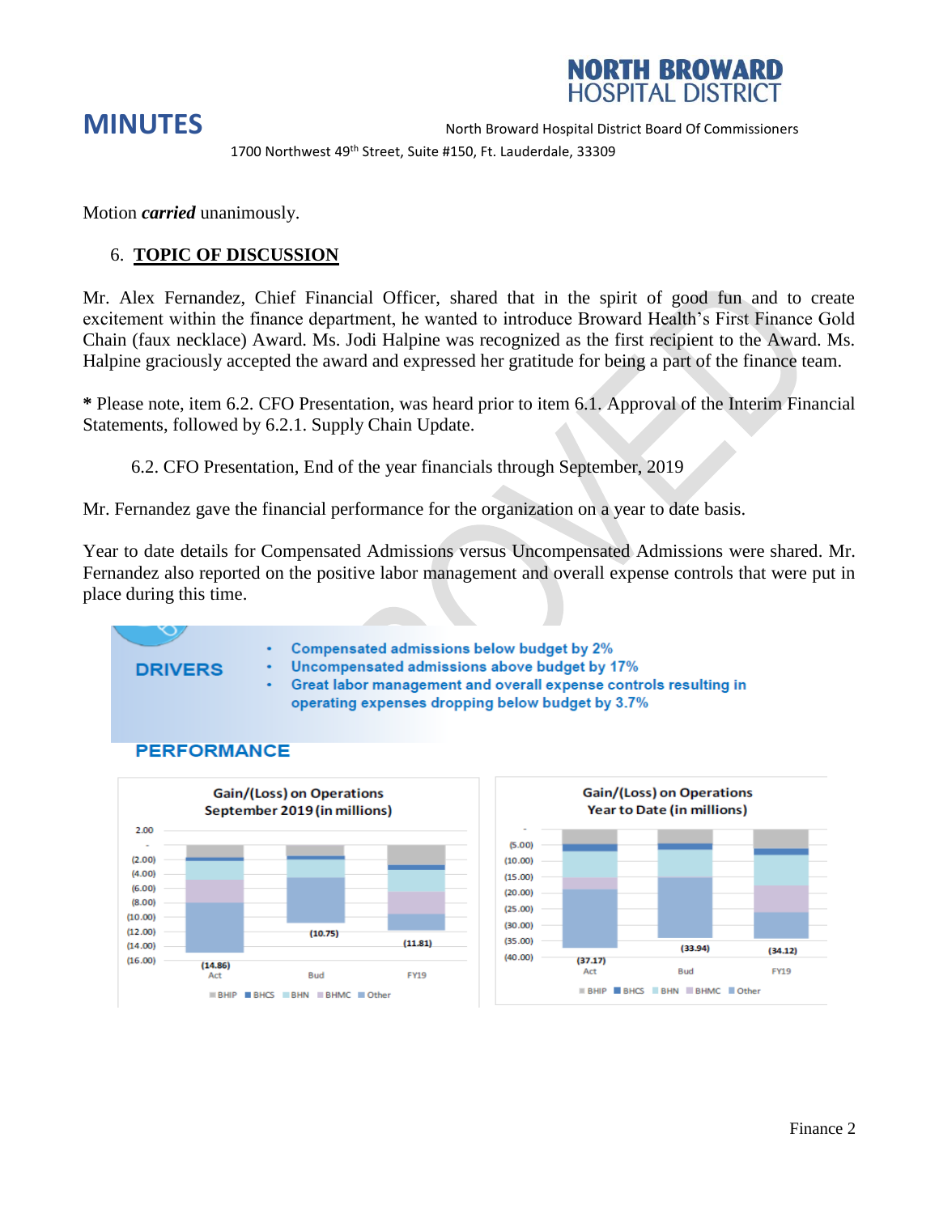Motion ***carried*** unanimously.

6. **TOPIC OF DISCUSSION**

Mr. Alex Fernandez, Chief Financial Officer, shared that in the spirit of good fun and to create excitement within the finance department, he wanted to introduce Broward Health's First Finance Gold Chain (faux necklace) Award. Ms. Jodi Halpine was recognized as the first recipient to the Award. Ms. Halpine graciously accepted the award and expressed her gratitude for being a part of the finance team.

**\*** Please note, item 6.2. CFO Presentation, was heard prior to item 6.1. Approval of the Interim Financial Statements, followed by 6.2.1. Supply Chain Update.

6.2. CFO Presentation, End of the year financials through September, 2019

Mr. Fernandez gave the financial performance for the organization on a year to date basis.

Year to date details for Compensated Admissions versus Uncompensated Admissions were shared. Mr. Fernandez also reported on the positive labor management and overall expense controls that were put in place during this time.

**DRIVERS**

- Compensated admissions below budget by 2%
- Uncompensated admissions above budget by 17%
- Great labor management and overall expense controls resulting in operating expenses dropping below budget by 3.7%

**PERFORMANCE**

Gain/(Loss) on Operations September 2019 (in millions)

| | Act | Bud | FY19 |
|---|---|---|---|
| Total | (14.86) | (10.75) | (11.81) |

BHIP, BHCS, BHN, BHMC, Other

Gain/(Loss) on Operations Year to Date (in millions)

| | Act | Bud | FY19 |
|---|---|---|---|
| Total | (37.17) | (33.94) | (34.12) |

BHIP, BHCS, BHN, BHMC, Other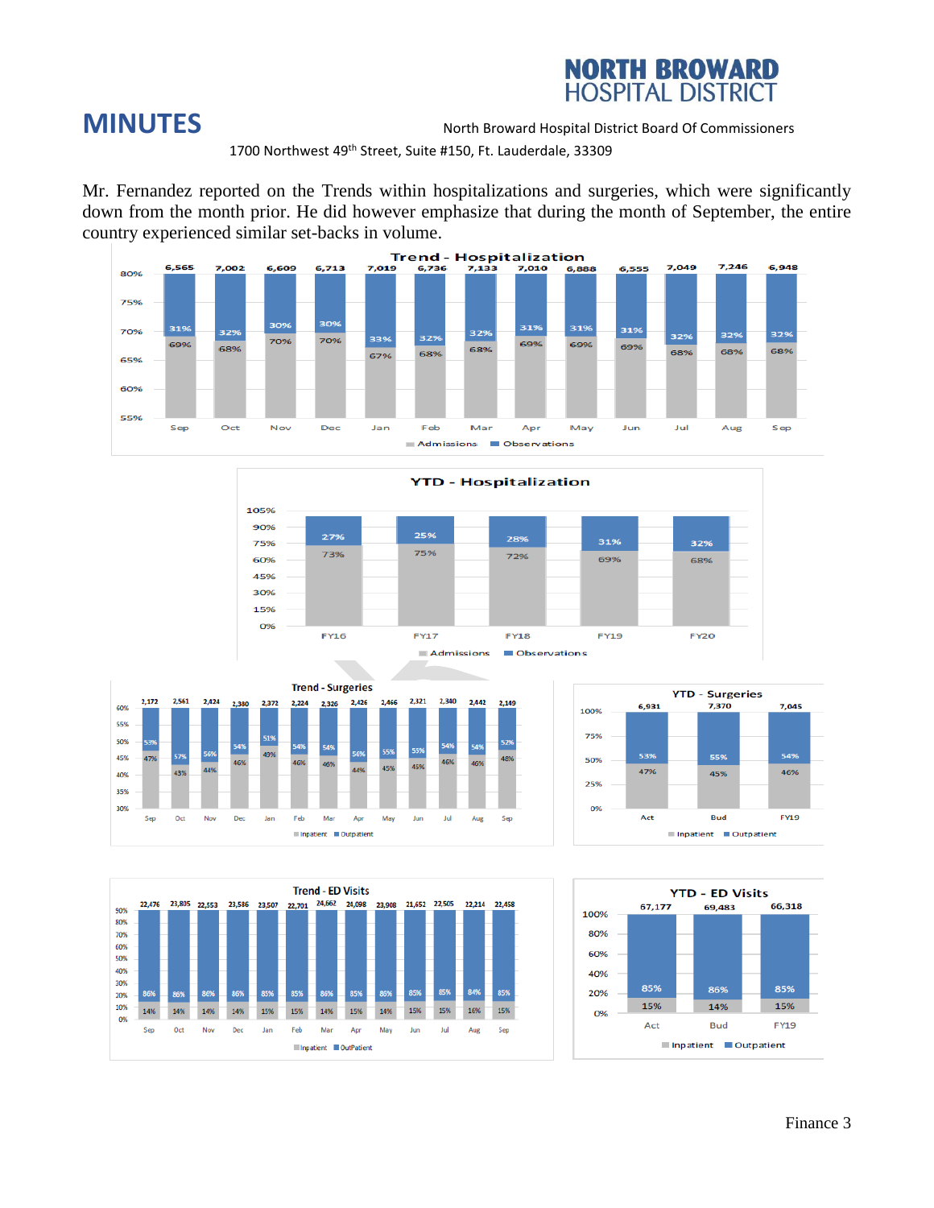Mr. Fernandez reported on the Trends within hospitalizations and surgeries, which were significantly down from the month prior. He did however emphasize that during the month of September, the entire country experienced similar set-backs in volume.

**Trend - Hospitalization**

| | Sep | Oct | Nov | Dec | Jan | Feb | Mar | Apr | May | Jun | Jul | Aug | Sep |
|---|---|---|---|---|---|---|---|---|---|---|---|---|---|
| Total | 6,565 | 7,002 | 6,609 | 6,713 | 7,019 | 6,736 | 7,133 | 7,010 | 6,888 | 6,555 | 7,049 | 7,246 | 6,948 |
| Observations | 31% | 32% | 30% | 30% | 33% | 32% | 32% | 31% | 31% | 31% | 32% | 32% | 32% |
| Admissions | 69% | 68% | 70% | 70% | 67% | 68% | 68% | 69% | 69% | 69% | 68% | 68% | 68% |

**YTD - Hospitalization**

| | FY16 | FY17 | FY18 | FY19 | FY20 |
|---|---|---|---|---|---|
| Observations | 27% | 25% | 28% | 31% | 32% |
| Admissions | 73% | 75% | 72% | 69% | 68% |

**Trend - Surgeries**

| | Sep | Oct | Nov | Dec | Jan | Feb | Mar | Apr | May | Jun | Jul | Aug | Sep |
|---|---|---|---|---|---|---|---|---|---|---|---|---|---|
| Total | 2,172 | 2,561 | 2,424 | 2,380 | 2,372 | 2,224 | 2,326 | 2,426 | 2,466 | 2,321 | 2,340 | 2,442 | 2,149 |
| Outpatient | 53% | 57% | 56% | 54% | 51% | 54% | 54% | 56% | 55% | 55% | 54% | 54% | 52% |
| Inpatient | 47% | 43% | 44% | 46% | 49% | 46% | 46% | 44% | 45% | 45% | 46% | 46% | 48% |

**YTD - Surgeries**

| | Act | Bud | FY19 |
|---|---|---|---|
| Total | 6,931 | 7,370 | 7,045 |
| Outpatient | 53% | 55% | 54% |
| Inpatient | 47% | 45% | 46% |

**Trend - ED Visits**

| | Sep | Oct | Nov | Dec | Jan | Feb | Mar | Apr | May | Jun | Jul | Aug | Sep |
|---|---|---|---|---|---|---|---|---|---|---|---|---|---|
| Total | 22,476 | 23,805 | 22,553 | 23,586 | 23,507 | 22,701 | 24,662 | 24,098 | 23,908 | 21,652 | 22,505 | 22,214 | 22,458 |
| OutPatient | 86% | 86% | 86% | 86% | 85% | 85% | 86% | 85% | 86% | 85% | 85% | 84% | 85% |
| Inpatient | 14% | 14% | 14% | 14% | 15% | 15% | 14% | 15% | 14% | 15% | 15% | 16% | 15% |

**YTD - ED Visits**

| | Act | Bud | FY19 |
|---|---|---|---|
| Total | 67,177 | 69,483 | 66,318 |
| Outpatient | 85% | 86% | 85% |
| Inpatient | 15% | 14% | 15% |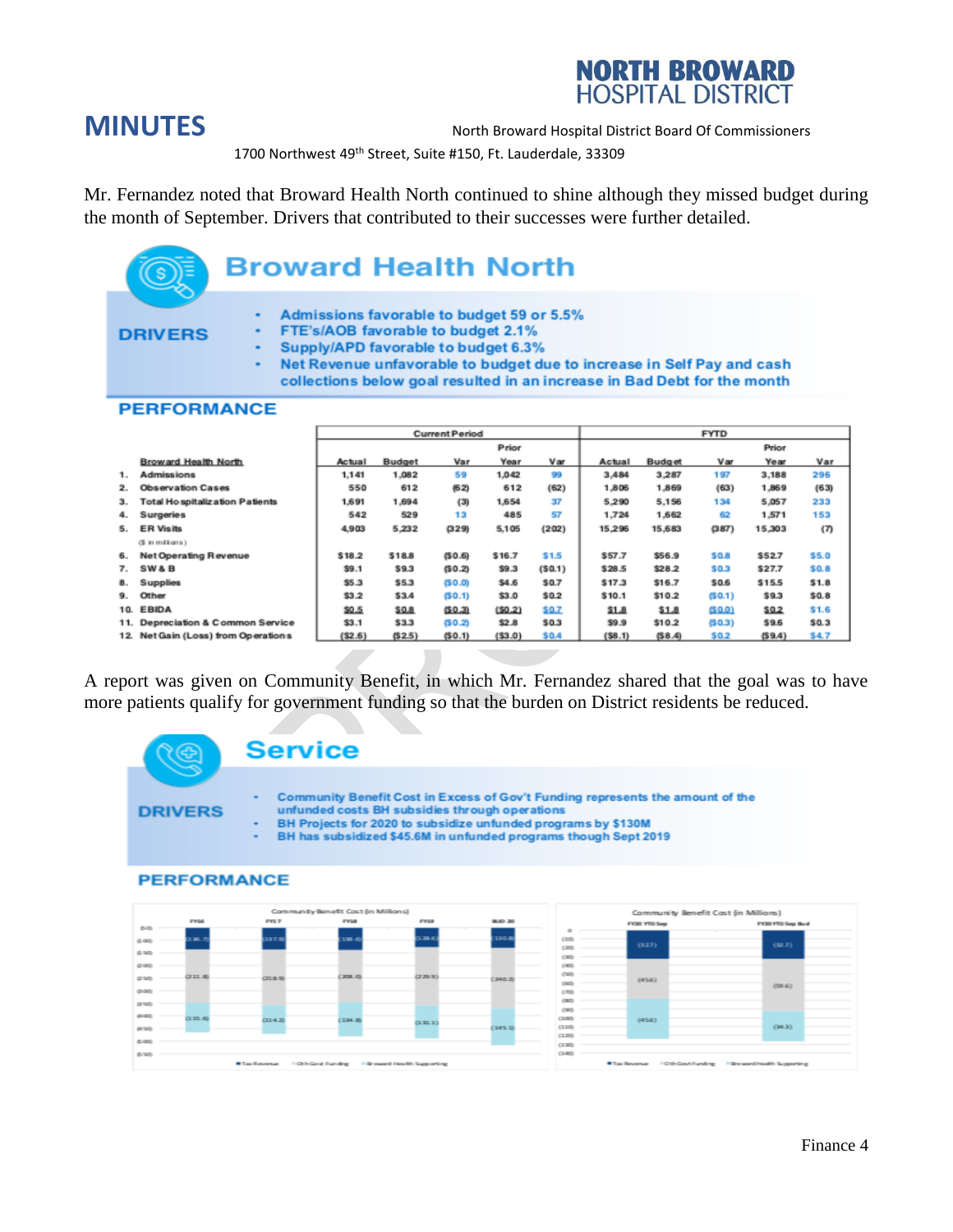# MINUTES

North Broward Hospital District Board Of Commissioners

1700 Northwest 49th Street, Suite #150, Ft. Lauderdale, 33309

Mr. Fernandez noted that Broward Health North continued to shine although they missed budget during the month of September. Drivers that contributed to their successes were further detailed.

## Broward Health North

**DRIVERS**

- Admissions favorable to budget 59 or 5.5%
- FTE's/AOB favorable to budget 2.1%
- Supply/APD favorable to budget 6.3%
- Net Revenue unfavorable to budget due to increase in Self Pay and cash collections below goal resulted in an increase in Bad Debt for the month

**PERFORMANCE**

| | Broward Health North | Current Period | | | | | FYTD | | | | |
|---|---|---|---|---|---|---|---|---|---|---|---|
| | | Actual | Budget | Var | Prior Year | Var | Actual | Budget | Var | Prior Year | Var |
| 1. | Admissions | 1,141 | 1,082 | 59 | 1,042 | 99 | 3,484 | 3,287 | 197 | 3,188 | 296 |
| 2. | Observation Cases | 550 | 612 | (62) | 612 | (62) | 1,806 | 1,869 | (63) | 1,869 | (63) |
| 3. | Total Hospitalization Patients | 1,691 | 1,694 | (3) | 1,654 | 37 | 5,290 | 5,156 | 134 | 5,057 | 233 |
| 4. | Surgeries | 542 | 529 | 13 | 485 | 57 | 1,724 | 1,662 | 62 | 1,571 | 153 |
| 5. | ER Visits | 4,903 | 5,232 | (329) | 5,105 | (202) | 15,296 | 15,683 | (387) | 15,303 | (7) |
| | ($ in millions) | | | | | | | | | | |
| 6. | Net Operating Revenue | $18.2 | $18.8 | ($0.6) | $16.7 | $1.5 | $57.7 | $56.9 | $0.8 | $52.7 | $5.0 |
| 7. | SW & B | $9.1 | $9.3 | ($0.2) | $9.3 | ($0.1) | $28.5 | $28.2 | $0.3 | $27.7 | $0.8 |
| 8. | Supplies | $5.3 | $5.3 | ($0.0) | $4.6 | $0.7 | $17.3 | $16.7 | $0.6 | $15.5 | $1.8 |
| 9. | Other | $3.2 | $3.4 | ($0.1) | $3.0 | $0.2 | $10.1 | $10.2 | ($0.1) | $9.3 | $0.8 |
| 10. | EBIDA | $0.5 | $0.8 | ($0.3) | ($0.2) | $0.7 | $1.8 | $1.8 | ($0.0) | $0.2 | $1.6 |
| 11. | Depreciation & Common Service | $3.1 | $3.3 | ($0.2) | $2.8 | $0.3 | $9.9 | $10.2 | ($0.3) | $9.6 | $0.3 |
| 12. | Net Gain (Loss) from Operations | ($2.6) | ($2.5) | ($0.1) | ($3.0) | $0.4 | ($8.1) | ($8.4) | $0.2 | ($9.4) | $4.7 |

A report was given on Community Benefit, in which Mr. Fernandez shared that the goal was to have more patients qualify for government funding so that the burden on District residents be reduced.

## Service

**DRIVERS**

- Community Benefit Cost in Excess of Gov't Funding represents the amount of the unfunded costs BH subsidies through operations
- BH Projects for 2020 to subsidize unfunded programs by $130M
- BH has subsidized $45.6M in unfunded programs though Sept 2019

**PERFORMANCE**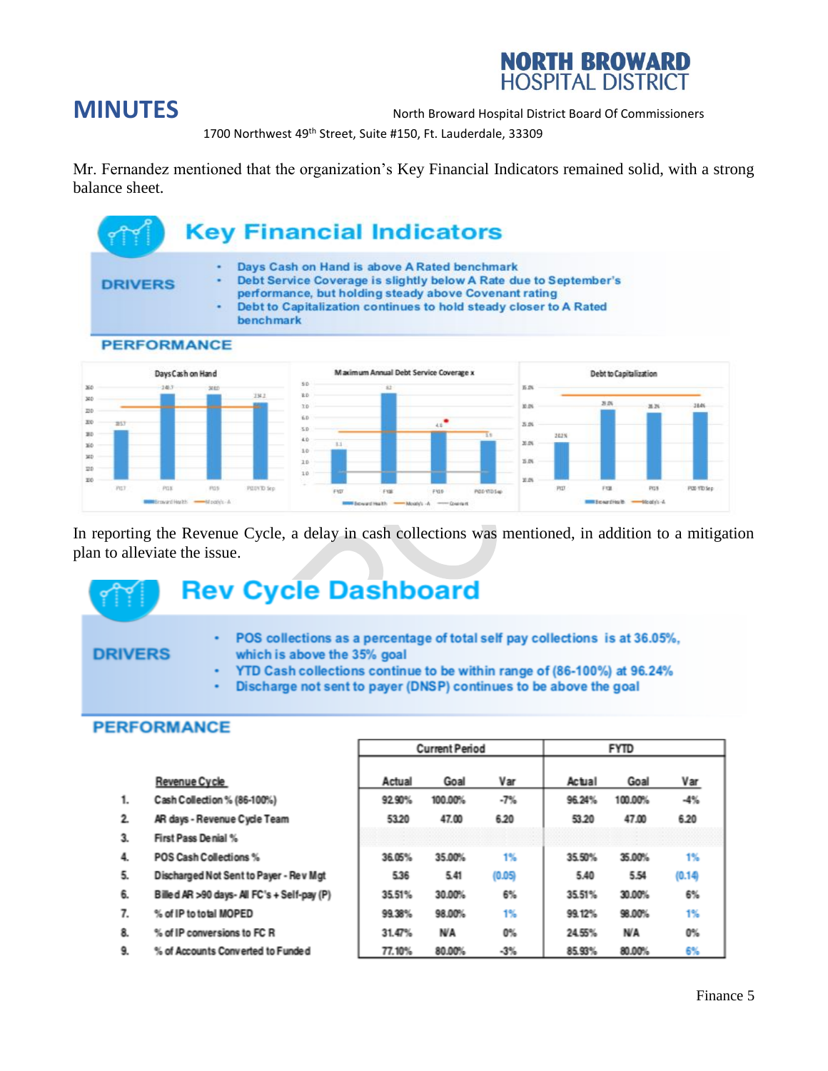# MINUTES

North Broward Hospital District Board Of Commissioners

1700 Northwest 49th Street, Suite #150, Ft. Lauderdale, 33309

Mr. Fernandez mentioned that the organization's Key Financial Indicators remained solid, with a strong balance sheet.

## Key Financial Indicators

**DRIVERS**

- Days Cash on Hand is above A Rated benchmark
- Debt Service Coverage is slightly below A Rate due to September's performance, but holding steady above Covenant rating
- Debt to Capitalization continues to hold steady closer to A Rated benchmark

**PERFORMANCE**

In reporting the Revenue Cycle, a delay in cash collections was mentioned, in addition to a mitigation plan to alleviate the issue.

## Rev Cycle Dashboard

**DRIVERS**

- POS collections as a percentage of total self pay collections is at 36.05%, which is above the 35% goal
- YTD Cash collections continue to be within range of (86-100%) at 96.24%
- Discharge not sent to payer (DNSP) continues to be above the goal

**PERFORMANCE**

| | Revenue Cycle | Current Period | | | FYTD | | |
|---|---|---|---|---|---|---|---|
| | | Actual | Goal | Var | Actual | Goal | Var |
| 1. | Cash Collection % (86-100%) | 92.90% | 100.00% | -7% | 96.24% | 100.00% | -4% |
| 2. | AR days - Revenue Cycle Team | 53.20 | 47.00 | 6.20 | 53.20 | 47.00 | 6.20 |
| 3. | First Pass Denial % | | | | | | |
| 4. | POS Cash Collections % | 36.05% | 35.00% | 1% | 35.50% | 35.00% | 1% |
| 5. | Discharged Not Sent to Payer - Rev Mgt | 5.36 | 5.41 | (0.05) | 5.40 | 5.54 | (0.14) |
| 6. | Billed AR >90 days- All FC's + Self-pay (P) | 35.51% | 30.00% | 6% | 35.51% | 30.00% | 6% |
| 7. | % of IP to total MOPED | 99.38% | 98.00% | 1% | 99.12% | 98.00% | 1% |
| 8. | % of IP conversions to FC R | 31.47% | N/A | 0% | 24.55% | N/A | 0% |
| 9. | % of Accounts Converted to Funded | 77.10% | 80.00% | -3% | 85.93% | 80.00% | 6% |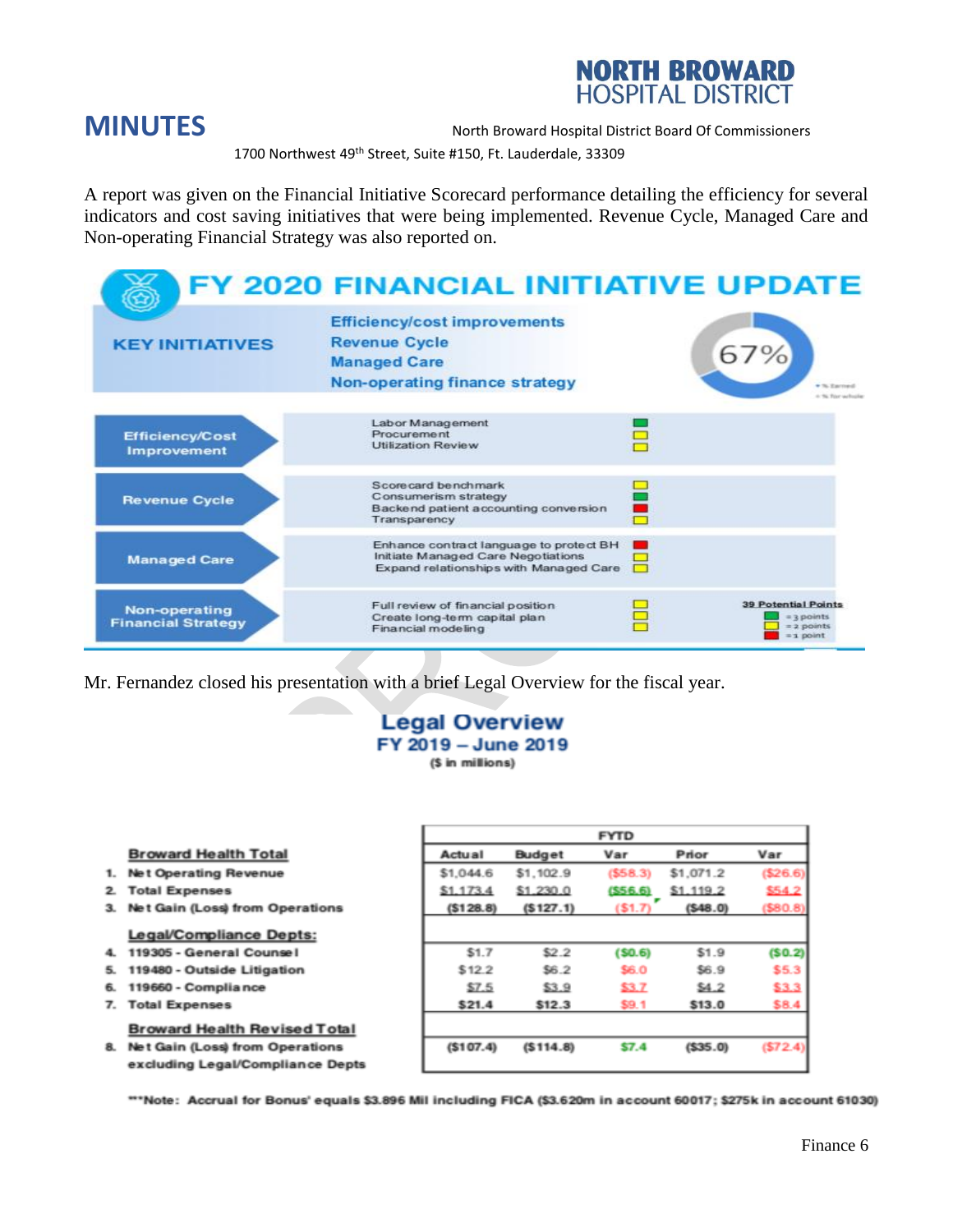# MINUTES

North Broward Hospital District Board Of Commissioners

1700 Northwest 49th Street, Suite #150, Ft. Lauderdale, 33309

A report was given on the Financial Initiative Scorecard performance detailing the efficiency for several indicators and cost saving initiatives that were being implemented. Revenue Cycle, Managed Care and Non-operating Financial Strategy was also reported on.

## FY 2020 FINANCIAL INITIATIVE UPDATE

**KEY INITIATIVES**

- Efficiency/cost improvements
- Revenue Cycle
- Managed Care
- Non-operating finance strategy

67%

| Initiative | Items |
|---|---|
| Efficiency/Cost Improvement | Labor Management<br>Procurement<br>Utilization Review |
| Revenue Cycle | Scorecard benchmark<br>Consumerism strategy<br>Backend patient accounting conversion<br>Transparency |
| Managed Care | Enhance contract language to protect BH<br>Initiate Managed Care Negotiations<br>Expand relationships with Managed Care |
| Non-operating Financial Strategy | Full review of financial position<br>Create long-term capital plan<br>Financial modeling |

**39 Potential Points**
- Green = 3 points
- Yellow = 2 points
- Red = 1 point

Mr. Fernandez closed his presentation with a brief Legal Overview for the fiscal year.

## Legal Overview
### FY 2019 – June 2019
($ in millions)

| | FYTD | | | | |
|---|---|---|---|---|---|
| | Actual | Budget | Var | Prior | Var |
| **Broward Health Total** | | | | | |
| 1. Net Operating Revenue | $1,044.6 | $1,102.9 | ($58.3) | $1,071.2 | ($26.6) |
| 2. Total Expenses | $1,173.4 | $1,230.0 | ($56.6) | $1,119.2 | $54.2 |
| 3. Net Gain (Loss) from Operations | ($128.8) | ($127.1) | ($1.7) | ($48.0) | ($80.8) |
| **Legal/Compliance Depts:** | | | | | |
| 4. 119305 - General Counsel | $1.7 | $2.2 | ($0.6) | $1.9 | ($0.2) |
| 5. 119480 - Outside Litigation | $12.2 | $6.2 | $6.0 | $6.9 | $5.3 |
| 6. 119660 - Compliance | $7.5 | $3.9 | $3.7 | $4.2 | $3.3 |
| 7. Total Expenses | $21.4 | $12.3 | $9.1 | $13.0 | $8.4 |
| **Broward Health Revised Total** | | | | | |
| 8. Net Gain (Loss) from Operations excluding Legal/Compliance Depts | ($107.4) | ($114.8) | $7.4 | ($35.0) | ($72.4) |

**Note: Accrual for Bonus' equals $3.896 Mil including FICA ($3.620m in account 60017; $275k in account 61030)

Finance 6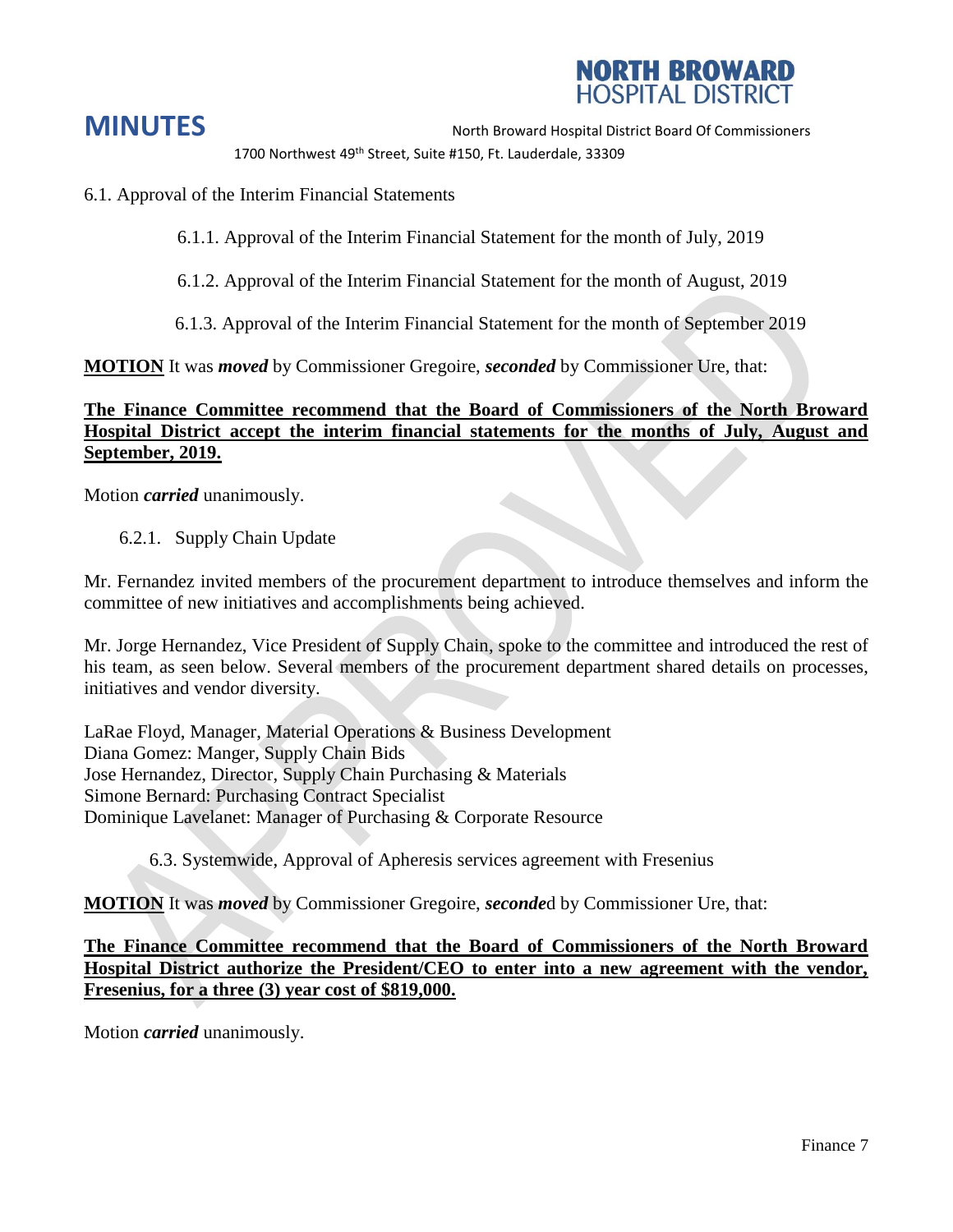6.1. Approval of the Interim Financial Statements

6.1.1. Approval of the Interim Financial Statement for the month of July, 2019

6.1.2. Approval of the Interim Financial Statement for the month of August, 2019

6.1.3. Approval of the Interim Financial Statement for the month of September 2019

**MOTION** It was ***moved*** by Commissioner Gregoire, ***seconded*** by Commissioner Ure, that:

**The Finance Committee recommend that the Board of Commissioners of the North Broward Hospital District accept the interim financial statements for the months of July, August and September, 2019.**

Motion ***carried*** unanimously.

6.2.1. Supply Chain Update

Mr. Fernandez invited members of the procurement department to introduce themselves and inform the committee of new initiatives and accomplishments being achieved.

Mr. Jorge Hernandez, Vice President of Supply Chain, spoke to the committee and introduced the rest of his team, as seen below. Several members of the procurement department shared details on processes, initiatives and vendor diversity.

LaRae Floyd, Manager, Material Operations & Business Development
Diana Gomez: Manger, Supply Chain Bids
Jose Hernandez, Director, Supply Chain Purchasing & Materials
Simone Bernard: Purchasing Contract Specialist
Dominique Lavelanet: Manager of Purchasing & Corporate Resource

6.3. Systemwide, Approval of Apheresis services agreement with Fresenius

**MOTION** It was ***moved*** by Commissioner Gregoire, ***seconde***d by Commissioner Ure, that:

**The Finance Committee recommend that the Board of Commissioners of the North Broward Hospital District authorize the President/CEO to enter into a new agreement with the vendor, Fresenius, for a three (3) year cost of $819,000.**

Motion ***carried*** unanimously.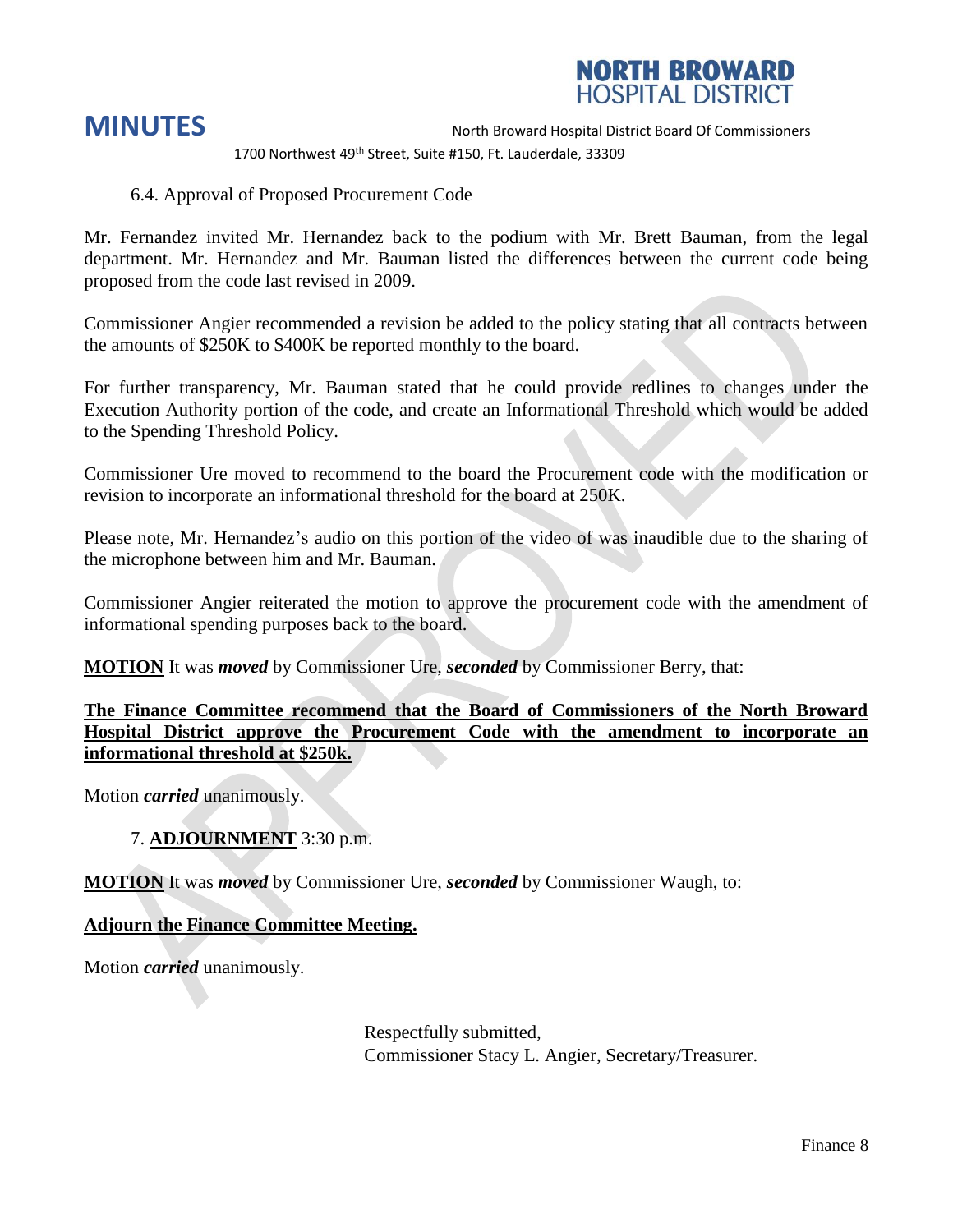6.4. Approval of Proposed Procurement Code

Mr. Fernandez invited Mr. Hernandez back to the podium with Mr. Brett Bauman, from the legal department. Mr. Hernandez and Mr. Bauman listed the differences between the current code being proposed from the code last revised in 2009.

Commissioner Angier recommended a revision be added to the policy stating that all contracts between the amounts of $250K to $400K be reported monthly to the board.

For further transparency, Mr. Bauman stated that he could provide redlines to changes under the Execution Authority portion of the code, and create an Informational Threshold which would be added to the Spending Threshold Policy.

Commissioner Ure moved to recommend to the board the Procurement code with the modification or revision to incorporate an informational threshold for the board at 250K.

Please note, Mr. Hernandez's audio on this portion of the video of was inaudible due to the sharing of the microphone between him and Mr. Bauman.

Commissioner Angier reiterated the motion to approve the procurement code with the amendment of informational spending purposes back to the board.

**MOTION** It was ***moved*** by Commissioner Ure, ***seconded*** by Commissioner Berry, that:

**The Finance Committee recommend that the Board of Commissioners of the North Broward Hospital District approve the Procurement Code with the amendment to incorporate an informational threshold at $250k.**

Motion ***carried*** unanimously.

7. **ADJOURNMENT** 3:30 p.m.

**MOTION** It was ***moved*** by Commissioner Ure, ***seconded*** by Commissioner Waugh, to:

**Adjourn the Finance Committee Meeting.**

Motion ***carried*** unanimously.

Respectfully submitted,
Commissioner Stacy L. Angier, Secretary/Treasurer.